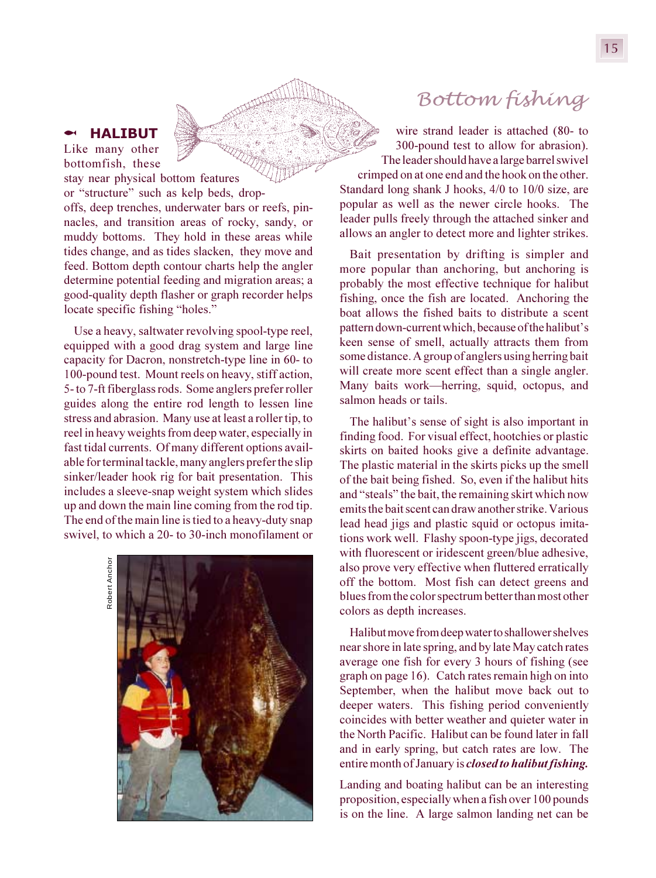## Bottom fishing

### HALIBUT

Like many other bottomfish, these stay near physical bottom features or "structure" such as kelp beds, drop-offs, deep trenches, underwater bars or reefs, pinnacles, and transition areas of rocky, sandy, or muddy bottoms. They hold in these areas while tides change, and as tides slacken, they move and feed. Bottom depth contour charts help the angler determine potential feeding and migration areas; a good-quality depth flasher or graph recorder helps locate specific fishing "holes."

Use a heavy, saltwater revolving spool-type reel, equipped with a good drag system and large line capacity for Dacron, nonstretch-type line in 60- to 100-pound test. Mount reels on heavy, stiff action, 5- to 7-ft fiberglass rods. Some anglers prefer roller guides along the entire rod length to lessen line stress and abrasion. Many use at least a roller tip, to reel in heavy weights from deep water, especially in fast tidal currents. Of many different options available for terminal tackle, many anglers prefer the slip sinker/leader hook rig for bait presentation. This includes a sleeve-snap weight system which slides up and down the main line coming from the rod tip. The end of the main line is tied to a heavy-duty snap swivel, to which a 20- to 30-inch monofilament or wire strand leader is attached (80- to 300-pound test to allow for abrasion). The leader should have a large barrel swivel crimped on at one end and the hook on the other. Standard long shank J hooks, 4/0 to 10/0 size, are popular as well as the newer circle hooks. The leader pulls freely through the attached sinker and allows an angler to detect more and lighter strikes.

Robert Anchor

Bait presentation by drifting is simpler and more popular than anchoring, but anchoring is probably the most effective technique for halibut fishing, once the fish are located. Anchoring the boat allows the fished baits to distribute a scent pattern down-current which, because of the halibut's keen sense of smell, actually attracts them from some distance. A group of anglers using herring bait will create more scent effect than a single angler. Many baits work—herring, squid, octopus, and salmon heads or tails.

The halibut's sense of sight is also important in finding food. For visual effect, hootchies or plastic skirts on baited hooks give a definite advantage. The plastic material in the skirts picks up the smell of the bait being fished. So, even if the halibut hits and "steals" the bait, the remaining skirt which now emits the bait scent can draw another strike. Various lead head jigs and plastic squid or octopus imitations work well. Flashy spoon-type jigs, decorated with fluorescent or iridescent green/blue adhesive, also prove very effective when fluttered erratically off the bottom. Most fish can detect greens and blues from the color spectrum better than most other colors as depth increases.

Halibut move from deep water to shallower shelves near shore in late spring, and by late May catch rates average one fish for every 3 hours of fishing (see graph on page 16). Catch rates remain high on into September, when the halibut move back out to deeper waters. This fishing period conveniently coincides with better weather and quieter water in the North Pacific. Halibut can be found later in fall and in early spring, but catch rates are low. The entire month of January is ***closed to halibut fishing.***

Landing and boating halibut can be an interesting proposition, especially when a fish over 100 pounds is on the line. A large salmon landing net can be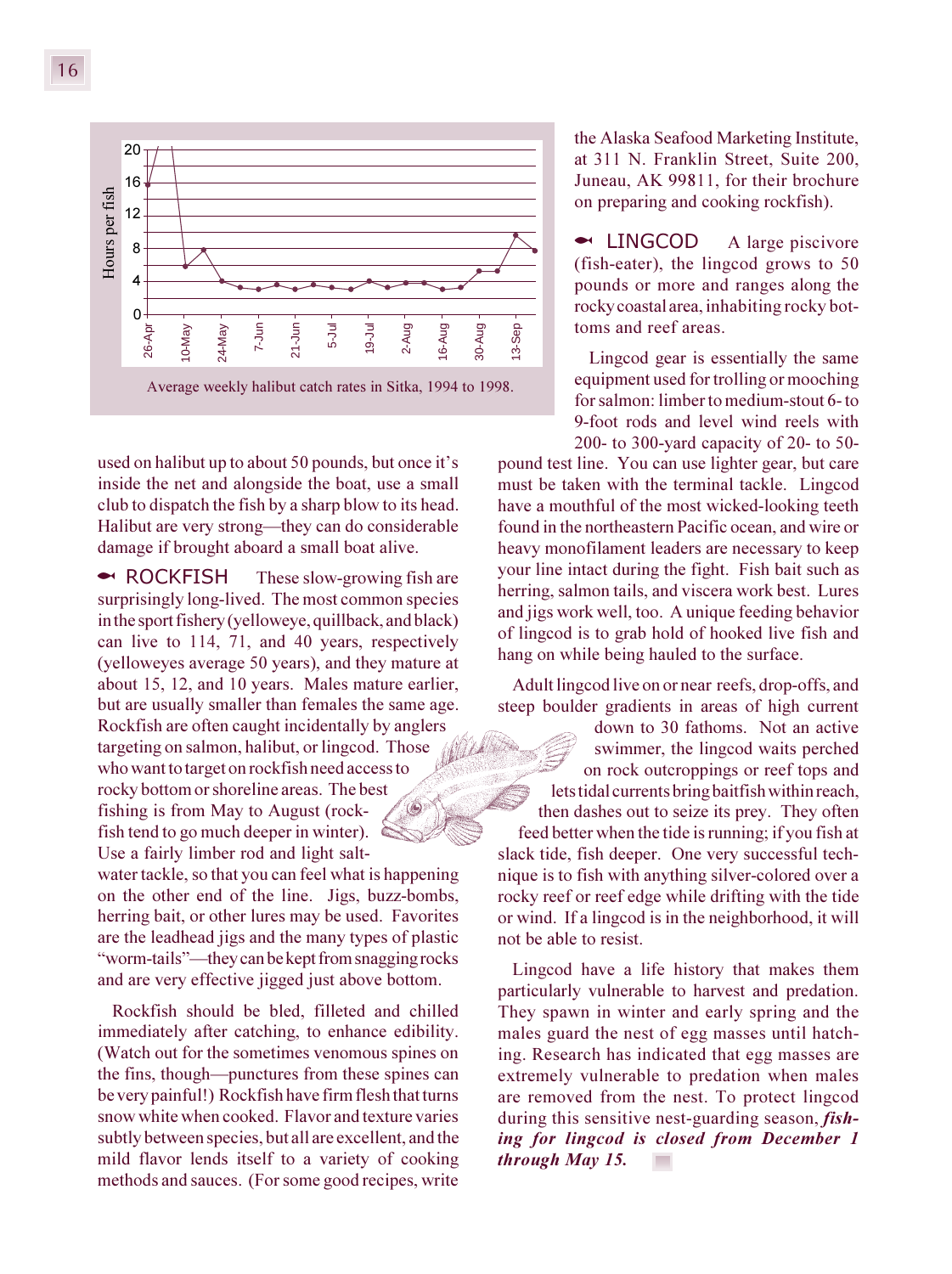Average weekly halibut catch rates in Sitka, 1994 to 1998.

used on halibut up to about 50 pounds, but once it's inside the net and alongside the boat, use a small club to dispatch the fish by a sharp blow to its head. Halibut are very strong—they can do considerable damage if brought aboard a small boat alive.

## ROCKFISH

These slow-growing fish are surprisingly long-lived. The most common species in the sport fishery (yelloweye, quillback, and black) can live to 114, 71, and 40 years, respectively (yelloweyes average 50 years), and they mature at about 15, 12, and 10 years. Males mature earlier, but are usually smaller than females the same age. Rockfish are often caught incidentally by anglers targeting on salmon, halibut, or lingcod. Those who want to target on rockfish need access to rocky bottom or shoreline areas. The best fishing is from May to August (rockfish tend to go much deeper in winter). Use a fairly limber rod and light saltwater tackle, so that you can feel what is happening on the other end of the line. Jigs, buzz-bombs, herring bait, or other lures may be used. Favorites are the leadhead jigs and the many types of plastic "worm-tails"—they can be kept from snagging rocks and are very effective jigged just above bottom.

Rockfish should be bled, filleted and chilled immediately after catching, to enhance edibility. (Watch out for the sometimes venomous spines on the fins, though—punctures from these spines can be very painful!) Rockfish have firm flesh that turns snow white when cooked. Flavor and texture varies subtly between species, but all are excellent, and the mild flavor lends itself to a variety of cooking methods and sauces. (For some good recipes, write the Alaska Seafood Marketing Institute, at 311 N. Franklin Street, Suite 200, Juneau, AK 99811, for their brochure on preparing and cooking rockfish).

## LINGCOD

A large piscivore (fish-eater), the lingcod grows to 50 pounds or more and ranges along the rocky coastal area, inhabiting rocky bottoms and reef areas.

Lingcod gear is essentially the same equipment used for trolling or mooching for salmon: limber to medium-stout 6- to 9-foot rods and level wind reels with 200- to 300-yard capacity of 20- to 50-pound test line. You can use lighter gear, but care must be taken with the terminal tackle. Lingcod have a mouthful of the most wicked-looking teeth found in the northeastern Pacific ocean, and wire or heavy monofilament leaders are necessary to keep your line intact during the fight. Fish bait such as herring, salmon tails, and viscera work best. Lures and jigs work well, too. A unique feeding behavior of lingcod is to grab hold of hooked live fish and hang on while being hauled to the surface.

Adult lingcod live on or near reefs, drop-offs, and steep boulder gradients in areas of high current down to 30 fathoms. Not an active swimmer, the lingcod waits perched on rock outcroppings or reef tops and lets tidal currents bring baitfish within reach, then dashes out to seize its prey. They often feed better when the tide is running; if you fish at slack tide, fish deeper. One very successful technique is to fish with anything silver-colored over a rocky reef or reef edge while drifting with the tide or wind. If a lingcod is in the neighborhood, it will not be able to resist.

Lingcod have a life history that makes them particularly vulnerable to harvest and predation. They spawn in winter and early spring and the males guard the nest of egg masses until hatching. Research has indicated that egg masses are extremely vulnerable to predation when males are removed from the nest. To protect lingcod during this sensitive nest-guarding season, ***fishing for lingcod is closed from December 1 through May 15.***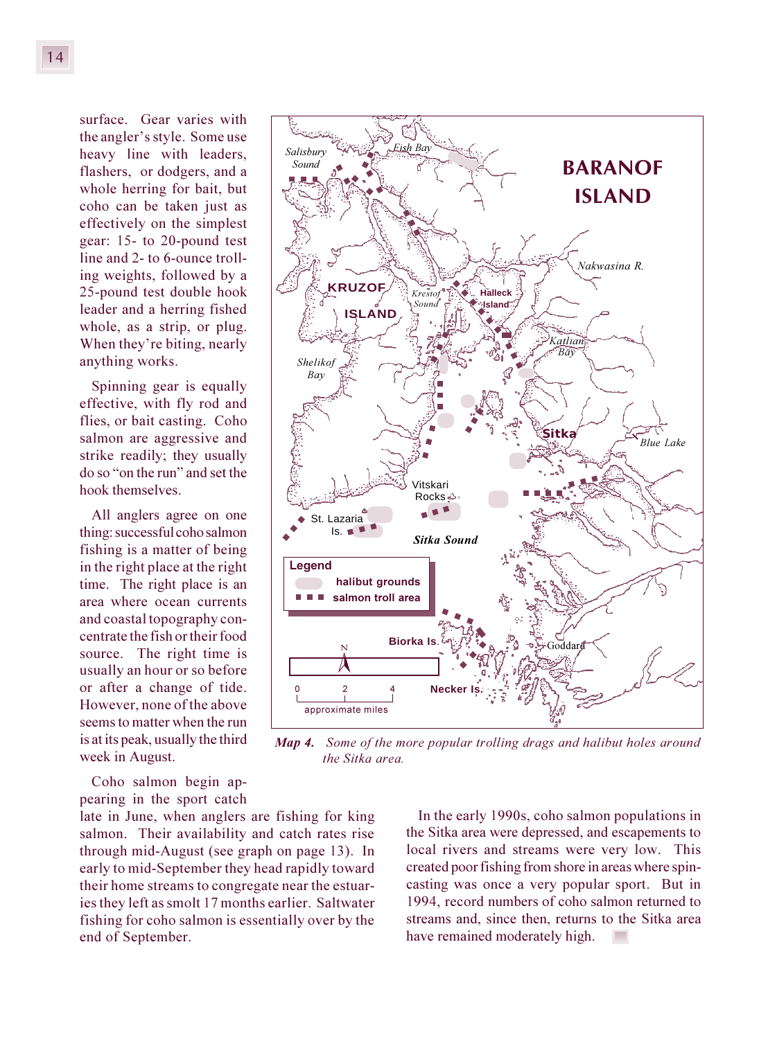surface. Gear varies with the angler's style. Some use heavy line with leaders, flashers, or dodgers, and a whole herring for bait, but coho can be taken just as effectively on the simplest gear: 15- to 20-pound test line and 2- to 6-ounce trolling weights, followed by a 25-pound test double hook leader and a herring fished whole, as a strip, or plug. When they're biting, nearly anything works.

Spinning gear is equally effective, with fly rod and flies, or bait casting. Coho salmon are aggressive and strike readily; they usually do so "on the run" and set the hook themselves.

All anglers agree on one thing: successful coho salmon fishing is a matter of being in the right place at the right time. The right place is an area where ocean currents and coastal topography concentrate the fish or their food source. The right time is usually an hour or so before or after a change of tide. However, none of the above seems to matter when the run is at its peak, usually the third week in August.

Coho salmon begin appearing in the sport catch late in June, when anglers are fishing for king salmon. Their availability and catch rates rise through mid-August (see graph on page 13). In early to mid-September they head rapidly toward their home streams to congregate near the estuaries they left as smolt 17 months earlier. Saltwater fishing for coho salmon is essentially over by the end of September.

BARANOF ISLAND
KRUZOF ISLAND
Salisbury Sound
Fish Bay
Nakwasina R.
Krestof Sound
Halleck Island
Katlian Bay
Shelikof Bay
Sitka
Blue Lake
Vitskari Rocks
St. Lazaria Is.
Sitka Sound
Legend
halibut grounds
salmon troll area
Biorka Is.
Goddard
N
Necker Is.
0 2 4
approximate miles

*Map 4. Some of the more popular trolling drags and halibut holes around the Sitka area.*

In the early 1990s, coho salmon populations in the Sitka area were depressed, and escapements to local rivers and streams were very low. This created poor fishing from shore in areas where spincasting was once a very popular sport. But in 1994, record numbers of coho salmon returned to streams and, since then, returns to the Sitka area have remained moderately high.